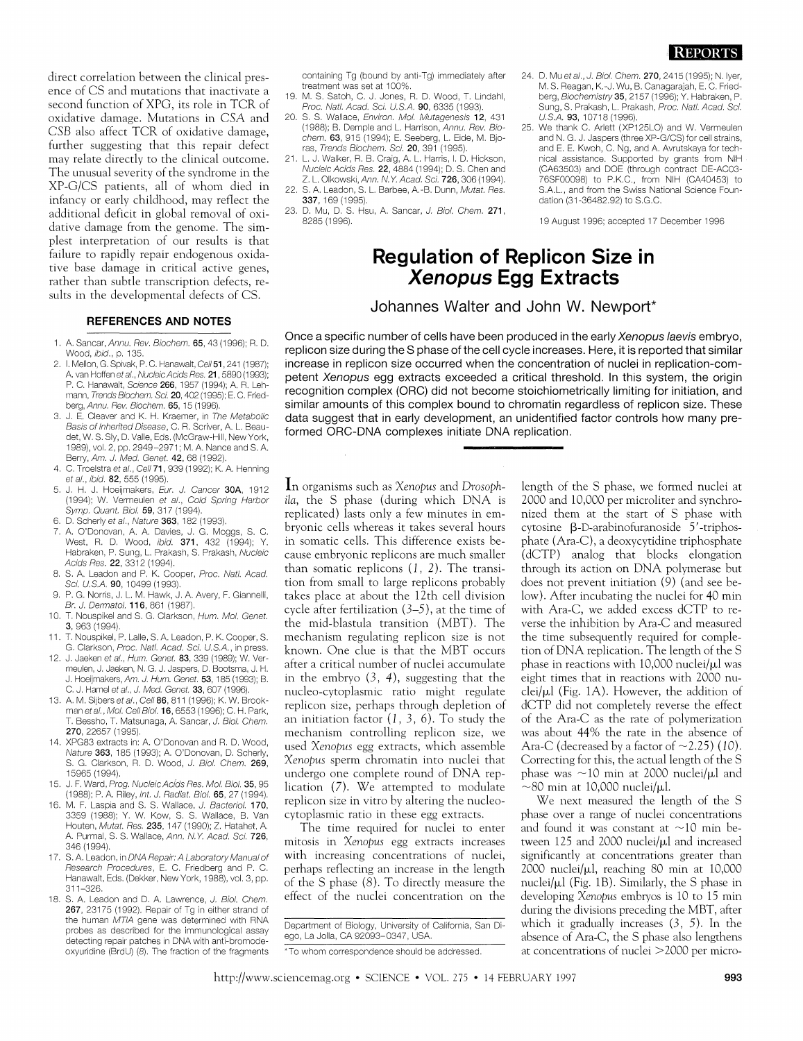direct correlation between the clinical presence of CS and mutations that inactivate a second function of XPG, its role in TCR of oxidative damage. Mutations in CSA and CSB also affect TCR of oxidative damage, further suggesting that this repair defect may relate directly to the clinical outcome. The unusual severity of the syndrome in the XP-G/CS patients, all of whom died in infancy or early childhood, may reflect the additional deficit in global removal of oxidative damage from the genome. The simplest interpretation of our results is that failure to rapidly repair endogenous oxidative base damage in critical active genes, rather than subtle transcription defects, results in the developmental defects of CS.

### REFERENCES AND NOTES

1. A. Sancar, *Annu. Rev. Biochem.* **65**, 43 (1996); R. D. Wood, *ibid.*, p. 135.
2. I. Mellon, G. Spivak, P. C. Hanawalt, *Cell* **51**, 241 (1987); A. van Hoffen *et al.*, *Nucleic Acids Res.* **21**, 5890 (1993); P. C. Hanawalt, *Science* **266**, 1957 (1994); A. R. Lehmann, *Trends Biochem. Sci.* **20**, 402 (1995); E. C. Friedberg, *Annu. Rev. Biochem.* **65**, 15 (1996).
3. J. E. Cleaver and K. H. Kraemer, in *The Metabolic Basis of Inherited Disease*, C. R. Scriver, A. L. Beaudet, W. S. Sly, D. Valle, Eds. (McGraw-Hill, New York, 1989), vol. 2, pp. 2949–2971; M. A. Nance and S. A. Berry, *Am. J. Med. Genet.* **42**, 68 (1992).
4. C. Troelstra *et al.*, *Cell* **71**, 939 (1992); K. A. Henning *et al.*, *ibid.* **82**, 555 (1995).
5. J. H. J. Hoeijmakers, *Eur. J. Cancer* **30A**, 1912 (1994); W. Vermeulen *et al.*, *Cold Spring Harbor Symp. Quant. Biol.* **59**, 317 (1994).
6. D. Scherly *et al.*, *Nature* **363**, 182 (1993).
7. A. O'Donovan, A. A. Davies, J. G. Moggs, S. C. West, R. D. Wood, *ibid.* **371**, 432 (1994); Y. Habraken, P. Sung, L. Prakash, S. Prakash, *Nucleic Acids Res.* **22**, 3312 (1994).
8. S. A. Leadon and P. K. Cooper, *Proc. Natl. Acad. Sci. U.S.A.* **90**, 10499 (1993).
9. P. G. Norris, J. L. M. Hawk, J. A. Avery, F. Giannelli, *Br. J. Dermatol.* **116**, 861 (1987).
10. T. Nouspikel and S. G. Clarkson, *Hum. Mol. Genet.* **3**, 963 (1994).
11. T. Nouspikel, P. Lalle, S. A. Leadon, P. K. Cooper, S. G. Clarkson, *Proc. Natl. Acad. Sci. U.S.A.*, in press.
12. J. Jaeken *et al.*, *Hum. Genet.* **83**, 339 (1989); W. Vermeulen, J. Jaeken, N. G. J. Jaspers, D. Bootsma, J. H. J. Hoeijmakers, *Am. J. Hum. Genet.* **53**, 185 (1993); B. C. J. Hamel *et al.*, *J. Med. Genet.* **33**, 607 (1996).
13. A. M. Sijbers *et al.*, *Cell* **86**, 811 (1996); K. W. Brookman *et al.*, *Mol. Cell Biol.* **16**, 6553 (1996); C. H. Park, T. Bessho, T. Matsunaga, A. Sancar, *J. Biol. Chem.* **270**, 22657 (1995).
14. XPG83 extracts in: A. O'Donovan and R. D. Wood, *Nature* **363**, 185 (1993); A. O'Donovan, D. Scherly, S. G. Clarkson, R. D. Wood, *J. Biol. Chem.* **269**, 15965 (1994).
15. J. F. Ward, *Prog. Nucleic Acids Res. Mol. Biol.* **35**, 95 (1988); P. A. Riley, *Int. J. Radiat. Biol.* **65**, 27 (1994).
16. M. F. Laspia and S. S. Wallace, *J. Bacteriol.* **170**, 3359 (1988); Y. W. Kow, S. S. Wallace, B. Van Houten, *Mutat. Res.* **235**, 147 (1990); Z. Hatahet, A. A. Purmal, S. S. Wallace, *Ann. N.Y. Acad. Sci.* **726**, 346 (1994).
17. S. A. Leadon, in *DNA Repair: A Laboratory Manual of Research Procedures*, E. C. Friedberg and P. C. Hanawalt, Eds. (Dekker, New York, 1988), vol. 3, pp. 311–326.
18. S. A. Leadon and D. A. Lawrence, *J. Biol. Chem.* **267**, 23175 (1992). Repair of Tg in either strand of the human *MT1A* gene was determined with RNA probes as described for the immunological assay detecting repair patches in DNA with anti-bromodeoxyuridine (BrdU) (8). The fraction of the fragments containing Tg (bound by anti-Tg) immediately after treatment was set at 100%.
19. M. S. Satoh, C. J. Jones, R. D. Wood, T. Lindahl, *Proc. Natl. Acad. Sci. U.S.A.* **90**, 6335 (1993).
20. S. S. Wallace, *Environ. Mol. Mutagenesis* **12**, 431 (1988); B. Demple and L. Harrison, *Annu. Rev. Biochem.* **63**, 915 (1994); E. Seeberg, L. Eide, M. Bjoras, *Trends Biochem. Sci.* **20**, 391 (1995).
21. L. J. Walker, R. B. Craig, A. L. Harris, I. D. Hickson, *Nucleic Acids Res.* **22**, 4884 (1994); D. S. Chen and Z. L. Olkowski, *Ann. N.Y. Acad. Sci.* **726**, 306 (1994).
22. S. A. Leadon, S. L. Barbee, A.-B. Dunn, *Mutat. Res.* **337**, 169 (1995).
23. D. Mu, D. S. Hsu, A. Sancar, *J. Biol. Chem.* **271**, 8285 (1996).
24. D. Mu *et al.*, *J. Biol. Chem.* **270**, 2415 (1995); N. Iyer, M. S. Reagan, K.-J. Wu, B. Canagarajah, E. C. Friedberg, *Biochemistry* **35**, 2157 (1996); Y. Habraken, P. Sung, S. Prakash, L. Prakash, *Proc. Natl. Acad. Sci. U.S.A.* **93**, 10718 (1996).
25. We thank C. Arlett (XP125LO) and W. Vermeulen and N. G. J. Jaspers (three XP-G/CS) for cell strains, and E. E. Kwoh, C. Ng, and A. Avrutskaya for technical assistance. Supported by grants from NIH (CA63503) and DOE (through contract DE-AC03-76SF00098) to P.K.C., from NIH (CA40453) to S.A.L., and from the Swiss National Science Foundation (31-36482.92) to S.G.C.

19 August 1996; accepted 17 December 1996

# Regulation of Replicon Size in *Xenopus* Egg Extracts

Johannes Walter and John W. Newport*

**Once a specific number of cells have been produced in the early *Xenopus laevis* embryo, replicon size during the S phase of the cell cycle increases. Here, it is reported that similar increase in replicon size occurred when the concentration of nuclei in replication-competent *Xenopus* egg extracts exceeded a critical threshold. In this system, the origin recognition complex (ORC) did not become stoichiometrically limiting for initiation, and similar amounts of this complex bound to chromatin regardless of replicon size. These data suggest that in early development, an unidentified factor controls how many preformed ORC-DNA complexes initiate DNA replication.**

In organisms such as *Xenopus* and *Drosophila*, the S phase (during which DNA is replicated) lasts only a few minutes in embryonic cells whereas it takes several hours in somatic cells. This difference exists because embryonic replicons are much smaller than somatic replicons (1, 2). The transition from small to large replicons probably takes place at about the 12th cell division cycle after fertilization (3–5), at the time of the mid-blastula transition (MBT). The mechanism regulating replicon size is not known. One clue is that the MBT occurs after a critical number of nuclei accumulate in the embryo (3, 4), suggesting that the nucleo-cytoplasmic ratio might regulate replicon size, perhaps through depletion of an initiation factor (1, 3, 6). To study the mechanism controlling replicon size, we used *Xenopus* egg extracts, which assemble *Xenopus* sperm chromatin into nuclei that undergo one complete round of DNA replication (7). We attempted to modulate replicon size in vitro by altering the nucleo-cytoplasmic ratio in these egg extracts.

The time required for nuclei to enter mitosis in *Xenopus* egg extracts increases with increasing concentrations of nuclei, perhaps reflecting an increase in the length of the S phase (8). To directly measure the effect of the nuclei concentration on the length of the S phase, we formed nuclei at 2000 and 10,000 per microliter and synchronized them at the start of S phase with cytosine β-D-arabinofuranoside 5′-triphosphate (Ara-C), a deoxycytidine triphosphate (dCTP) analog that blocks elongation through its action on DNA polymerase but does not prevent initiation (9) (and see below). After incubating the nuclei for 40 min with Ara-C, we added excess dCTP to reverse the inhibition by Ara-C and measured the time subsequently required for completion of DNA replication. The length of the S phase in reactions with 10,000 nuclei/μl was eight times that in reactions with 2000 nuclei/μl (Fig. 1A). However, the addition of dCTP did not completely reverse the effect of the Ara-C as the rate of polymerization was about 44% the rate in the absence of Ara-C (decreased by a factor of ~2.25) (10). Correcting for this, the actual length of the S phase was ~10 min at 2000 nuclei/μl and ~80 min at 10,000 nuclei/μl.

We next measured the length of the S phase over a range of nuclei concentrations and found it was constant at ~10 min between 125 and 2000 nuclei/μl and increased significantly at concentrations greater than 2000 nuclei/μl, reaching 80 min at 10,000 nuclei/μl (Fig. 1B). Similarly, the S phase in developing *Xenopus* embryos is 10 to 15 min during the divisions preceding the MBT, after which it gradually increases (3, 5). In the absence of Ara-C, the S phase also lengthens at concentrations of nuclei >2000 per micro-

Department of Biology, University of California, San Diego, La Jolla, CA 92093-0347, USA.

*To whom correspondence should be addressed.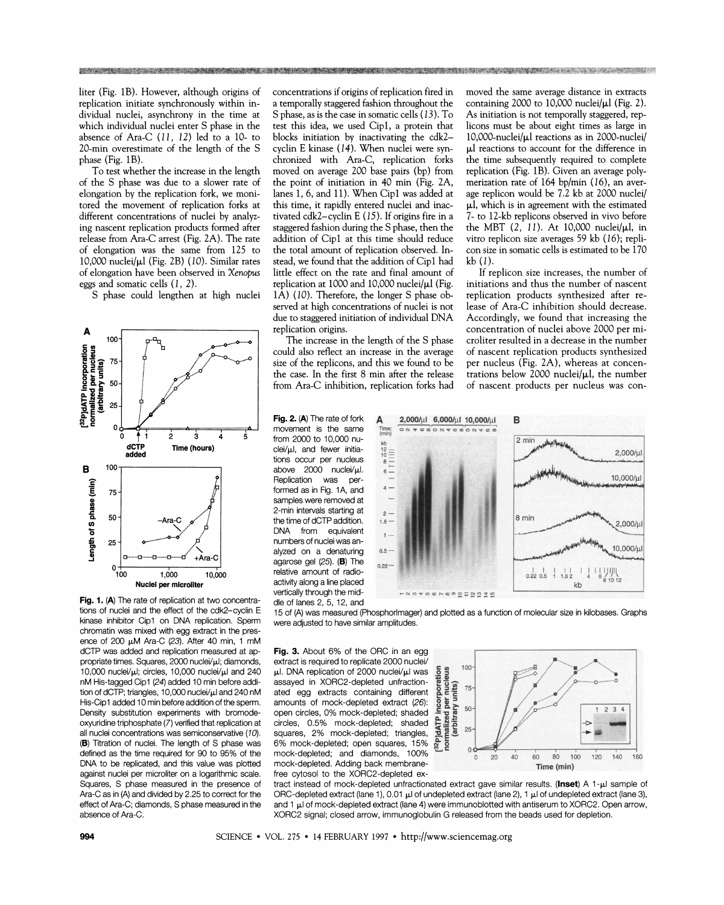liter (Fig. 1B). However, although origins of replication initiate synchronously within individual nuclei, asynchrony in the time at which individual nuclei enter S phase in the absence of Ara-C (*11, 12*) led to a 10- to 20-min overestimate of the length of the S phase (Fig. 1B).

To test whether the increase in the length of the S phase was due to a slower rate of elongation by the replication fork, we monitored the movement of replication forks at different concentrations of nuclei by analyzing nascent replication products formed after release from Ara-C arrest (Fig. 2A). The rate of elongation was the same from 125 to 10,000 nuclei/μl (Fig. 2B) (*10*). Similar rates of elongation have been observed in *Xenopus* eggs and somatic cells (*1, 2*).

S phase could lengthen at high nuclei concentrations if origins of replication fired in a temporally staggered fashion throughout the S phase, as is the case in somatic cells (*13*). To test this idea, we used Cip1, a protein that blocks initiation by inactivating the cdk2–cyclin E kinase (*14*). When nuclei were synchronized with Ara-C, replication forks moved on average 200 base pairs (bp) from the point of initiation in 40 min (Fig. 2A, lanes 1, 6, and 11). When Cip1 was added at this time, it rapidly entered nuclei and inactivated cdk2–cyclin E (*15*). If origins fire in a staggered fashion during the S phase, then the addition of Cip1 at this time should reduce the total amount of replication observed. Instead, we found that the addition of Cip1 had little effect on the rate and final amount of replication at 1000 and 10,000 nuclei/μl (Fig. 1A) (*10*). Therefore, the longer S phase observed at high concentrations of nuclei is not due to staggered initiation of individual DNA replication origins.

The increase in the length of the S phase could also reflect an increase in the average size of the replicons, and this we found to be the case. In the first 8 min after the release from Ara-C inhibition, replication forks had moved the same average distance in extracts containing 2000 to 10,000 nuclei/μl (Fig. 2). As initiation is not temporally staggered, replicons must be about eight times as large in 10,000-nuclei/μl reactions as in 2000-nuclei/μl reactions to account for the difference in the time subsequently required to complete replication (Fig. 1B). Given an average polymerization rate of 164 bp/min (*16*), an average replicon would be 7.2 kb at 2000 nuclei/μl, which is in agreement with the estimated 7- to 12-kb replicons observed in vivo before the MBT (*2, 11*). At 10,000 nuclei/μl, in vitro replicon size averages 59 kb (*16*); replicon size in somatic cells is estimated to be 170 kb (*1*).

If replicon size increases, the number of initiations and thus the number of nascent replication products synthesized after release of Ara-C inhibition should decrease. Accordingly, we found that increasing the concentration of nuclei above 2000 per microliter resulted in a decrease in the number of nascent replication products synthesized per nucleus (Fig. 2A), whereas at concentrations below 2000 nuclei/μl, the number of nascent products per nucleus was con-

**Fig. 1.** (**A**) The rate of replication at two concentrations of nuclei and the effect of the cdk2–cyclin E kinase inhibitor Cip1 on DNA replication. Sperm chromatin was mixed with egg extract in the presence of 200 μM Ara-C (*23*). After 40 min, 1 mM dCTP was added and replication measured at appropriate times. Squares, 2000 nuclei/μl; diamonds, 10,000 nuclei/μl; circles, 10,000 nuclei/μl and 240 nM His-tagged Cip1 (*24*) added 10 min before addition of dCTP; triangles, 10,000 nuclei/μl and 240 nM His-Cip1 added 10 min before addition of the sperm. Density substitution experiments with bromodeoxyuridine triphosphate (*7*) verified that replication at all nuclei concentrations was semiconservative (*10*). (**B**) Titration of nuclei. The length of S phase was defined as the time required for 90 to 95% of the DNA to be replicated, and this value was plotted against nuclei per microliter on a logarithmic scale. Squares, S phase measured in the presence of Ara-C as in (A) and divided by 2.25 to correct for the effect of Ara-C; diamonds, S phase measured in the absence of Ara-C.

**Fig. 2.** (**A**) The rate of fork movement is the same from 2000 to 10,000 nuclei/μl, and fewer initiations occur per nucleus above 2000 nuclei/μl. Replication was performed as in Fig. 1A, and samples were removed at 2-min intervals starting at the time of dCTP addition. DNA from equivalent numbers of nuclei was analyzed on a denaturing agarose gel (*25*). (**B**) The relative amount of radioactivity along a line placed vertically through the middle of lanes 2, 5, 12, and 15 of (A) was measured (PhosphorImager) and plotted as a function of molecular size in kilobases. Graphs were adjusted to have similar amplitudes.

**Fig. 3.** About 6% of the ORC in an egg extract is required to replicate 2000 nuclei/μl. DNA replication of 2000 nuclei/μl was assayed in XORC2-depleted unfractionated egg extracts containing different amounts of mock-depleted extract (*26*): open circles, 0% mock-depleted; shaded circles, 0.5% mock-depleted; shaded squares, 2% mock-depleted; triangles, 6% mock-depleted; open squares, 15% mock-depleted; and diamonds, 100% mock-depleted. Adding back membrane-free cytosol to the XORC2-depleted extract instead of mock-depleted unfractionated extract gave similar results. (**Inset**) A 1-μl sample of ORC-depleted extract (lane 1), 0.01 μl of undepleted extract (lane 2), 1 μl of undepleted extract (lane 3), and 1 μl of mock-depleted extract (lane 4) were immunoblotted with antiserum to XORC2. Open arrow, XORC2 signal; closed arrow, immunoglobulin G released from the beads used for depletion.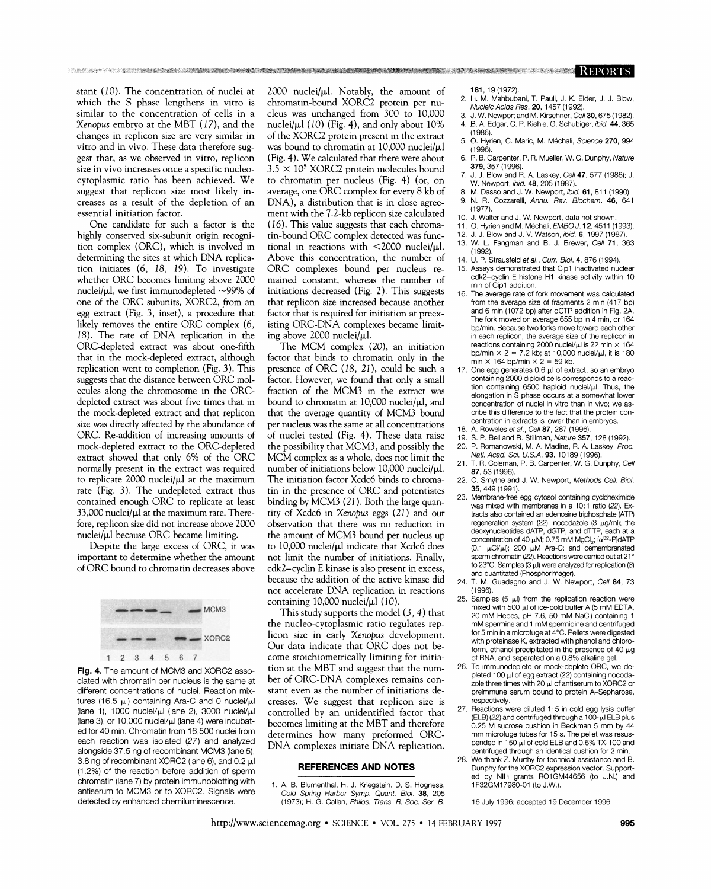stant (10). The concentration of nuclei at which the S phase lengthens in vitro is similar to the concentration of cells in a *Xenopus* embryo at the MBT (17), and the changes in replicon size are very similar in vitro and in vivo. These data therefore suggest that, as we observed in vitro, replicon size in vivo increases once a specific nucleo-cytoplasmic ratio has been achieved. We suggest that replicon size most likely increases as a result of the depletion of an essential initiation factor.

One candidate for such a factor is the highly conserved six-subunit origin recognition complex (ORC), which is involved in determining the sites at which DNA replication initiates (6, 18, 19). To investigate whether ORC becomes limiting above 2000 nuclei/μl, we first immunodepleted ~99% of one of the ORC subunits, XORC2, from an egg extract (Fig. 3, inset), a procedure that likely removes the entire ORC complex (6, 18). The rate of DNA replication in the ORC-depleted extract was about one-fifth that in the mock-depleted extract, although replication went to completion (Fig. 3). This suggests that the distance between ORC molecules along the chromosome in the ORC-depleted extract was about five times that in the mock-depleted extract and that replicon size was directly affected by the abundance of ORC. Re-addition of increasing amounts of mock-depleted extract to the ORC-depleted extract showed that only 6% of the ORC normally present in the extract was required to replicate 2000 nuclei/μl at the maximum rate (Fig. 3). The undepleted extract thus contained enough ORC to replicate at least 33,000 nuclei/μl at the maximum rate. Therefore, replicon size did not increase above 2000 nuclei/μl because ORC became limiting.

Despite the large excess of ORC, it was important to determine whether the amount of ORC bound to chromatin decreases above 2000 nuclei/μl. Notably, the amount of chromatin-bound XORC2 protein per nucleus was unchanged from 300 to 10,000 nuclei/μl (10) (Fig. 4), and only about 10% of the XORC2 protein present in the extract was bound to chromatin at 10,000 nuclei/μl (Fig. 4). We calculated that there were about $3.5 \times 10^5$ XORC2 protein molecules bound to chromatin per nucleus (Fig. 4) (or, on average, one ORC complex for every 8 kb of DNA), a distribution that is in close agreement with the 7.2-kb replicon size calculated (16). This value suggests that each chromatin-bound ORC complex detected was functional in reactions with <2000 nuclei/μl. Above this concentration, the number of ORC complexes bound per nucleus remained constant, whereas the number of initiations decreased (Fig. 2). This suggests that replicon size increased because another factor that is required for initiation at preexisting ORC-DNA complexes became limiting above 2000 nuclei/μl.

The MCM complex (20), an initiation factor that binds to chromatin only in the presence of ORC (18, 21), could be such a factor. However, we found that only a small fraction of the MCM3 in the extract was bound to chromatin at 10,000 nuclei/μl, and that the average quantity of MCM3 bound per nucleus was the same at all concentrations of nuclei tested (Fig. 4). These data raise the possibility that MCM3, and possibly the MCM complex as a whole, does not limit the number of initiations below 10,000 nuclei/μl. The initiation factor Xcdc6 binds to chromatin in the presence of ORC and potentiates binding by MCM3 (21). Both the large quantity of Xcdc6 in *Xenopus* eggs (21) and our observation that there was no reduction in the amount of MCM3 bound per nucleus up to 10,000 nuclei/μl indicate that Xcdc6 does not limit the number of initiations. Finally, cdk2–cyclin E kinase is also present in excess, because the addition of the active kinase did not accelerate DNA replication in reactions containing 10,000 nuclei/μl (10).

This study supports the model (3, 4) that the nucleo-cytoplasmic ratio regulates replicon size in early *Xenopus* development. Our data indicate that ORC does not become stoichiometrically limiting for initiation at the MBT and suggest that the number of ORC-DNA complexes remains constant even as the number of initiations decreases. We suggest that replicon size is controlled by an unidentified factor that becomes limiting at the MBT and therefore determines how many preformed ORC-DNA complexes initiate DNA replication.

MCM3

XORC2

1 2 3 4 5 6 7

**Fig. 4.** The amount of MCM3 and XORC2 associated with chromatin per nucleus is the same at different concentrations of nuclei. Reaction mixtures (16.5 μl) containing Ara-C and 0 nuclei/μl (lane 1), 1000 nuclei/μl (lane 2), 3000 nuclei/μl (lane 3), or 10,000 nuclei/μl (lane 4) were incubated for 40 min. Chromatin from 16,500 nuclei from each reaction was isolated (27) and analyzed alongside 37.5 ng of recombinant MCM3 (lane 5), 3.8 ng of recombinant XORC2 (lane 6), and 0.2 μl (1.2%) of the reaction before addition of sperm chromatin (lane 7) by protein immunoblotting with antiserum to MCM3 or to XORC2. Signals were detected by enhanced chemiluminescence.

## REFERENCES AND NOTES

1. A. B. Blumenthal, H. J. Kriegstein, D. S. Hogness, *Cold Spring Harbor Symp. Quant. Biol.* **38**, 205 (1973); H. G. Callan, *Philos. Trans. R. Soc. Ser. B.* **181**, 19 (1972).
2. H. M. Mahbubani, T. Pauli, J. K. Elder, J. J. Blow, *Nucleic Acids Res.* **20**, 1457 (1992).
3. J. W. Newport and M. Kirschner, *Cell* **30**, 675 (1982).
4. B. A. Edgar, C. P. Kiehle, G. Schubiger, *ibid.* **44**, 365 (1986).
5. O. Hyrien, C. Maric, M. Méchali, *Science* **270**, 994 (1996).
6. P. B. Carpenter, P. R. Mueller, W. G. Dunphy, *Nature* **379**, 357 (1996).
7. J. J. Blow and R. A. Laskey, *Cell* **47**, 577 (1986); J. W. Newport, *ibid.* **48**, 205 (1987).
8. M. Dasso and J. W. Newport, *ibid.* **61**, 811 (1990).
9. N. R. Cozzarelli, *Annu. Rev. Biochem.* **46**, 641 (1977).
10. J. Walter and J. W. Newport, data not shown.
11. O. Hyrien and M. Méchali, *EMBO J.* **12**, 4511 (1993).
12. J. J. Blow and J. V. Watson, *ibid.* **6**, 1997 (1987).
13. W. L. Fangman and B. J. Brewer, *Cell* **71**, 363 (1992).
14. U. P. Strausfeld *et al.*, *Curr. Biol.* **4**, 876 (1994).
15. Assays demonstrated that Cip1 inactivated nuclear cdk2–cyclin E histone H1 kinase activity within 10 min of Cip1 addition.
16. The average rate of fork movement was calculated from the average size of fragments 2 min (417 bp) and 6 min (1072 bp) after dCTP addition in Fig. 2A. The fork moved on average 655 bp in 4 min, or 164 bp/min. Because two forks move toward each other in each replicon, the average size of the replicon in reactions containing 2000 nuclei/μl is 22 min × 164 bp/min × 2 = 7.2 kb; at 10,000 nuclei/μl, it is 180 min × 164 bp/min × 2 = 59 kb.
17. One egg generates 0.6 μl of extract, so an embryo containing 2000 diploid cells corresponds to a reaction containing 6500 haploid nuclei/μl. Thus, the elongation in S phase occurs at a somewhat lower concentration of nuclei in vitro than in vivo; we ascribe this difference to the fact that the protein concentration in extracts is lower than in embryos.
18. A. Roweles *et al.*, *Cell* **87**, 287 (1996).
19. S. P. Bell and B. Stillman, *Nature* **357**, 128 (1992).
20. P. Romanowski, M. A. Madine, R. A. Laskey, *Proc. Natl. Acad. Sci. U.S.A.* **93**, 10189 (1996).
21. T. R. Coleman, P. B. Carpenter, W. G. Dunphy, *Cell* **87**, 53 (1996).
22. C. Smythe and J. W. Newport, *Methods Cell. Biol.* **35**, 449 (1991).
23. Membrane-free egg cytosol containing cycloheximide was mixed with membranes in a 10:1 ratio (22). Extracts also contained an adenosine triphosphate (ATP) regeneration system (22); nocodazole (3 μg/ml); the deoxynucleotides dATP, dGTP, and dTTP, each at a concentration of 40 μM; 0.75 mM $MgCl_2$; [$\alpha$-$^{32}$P]dATP (0.1 μCi/μl); 200 μM Ara-C; and demembranated sperm chromatin (22). Reactions were carried out at 21° to 23°C. Samples (3 μl) were analyzed for replication (8) and quantitated (PhosphorImager).
24. T. M. Guadagno and J. W. Newport, *Cell* **84**, 73 (1996).
25. Samples (5 μl) from the replication reaction were mixed with 500 μl of ice-cold buffer A (5 mM EDTA, 20 mM Hepes, pH 7.6, 50 mM NaCl) containing 1 mM spermine and 1 mM spermidine and centrifuged for 5 min in a microfuge at 4°C. Pellets were digested with proteinase K, extracted with phenol and chloroform, ethanol precipitated in the presence of 40 μg of RNA, and separated on a 0.8% alkaline gel.
26. To immunodeplete or mock-deplete ORC, we depleted 100 μl of egg extract (22) containing nocodazole three times with 20 μl of antiserum to XORC2 or preimmune serum bound to protein A–Sepharose, respectively.
27. Reactions were diluted 1:5 in cold egg lysis buffer (ELB) (22) and centrifuged through a 100-μl ELB plus 0.25 M sucrose cushion in Beckman 5 mm by 44 mm microfuge tubes for 15 s. The pellet was resuspended in 150 μl of cold ELB and 0.6% TX-100 and centrifuged through an identical cushion for 2 min.
28. We thank Z. Murthy for technical assistance and B. Dunphy for the XORC2 expression vector. Supported by NIH grants RO1GM44656 (to J.N.) and 1F32GM17980-01 (to J.W.).

16 July 1996; accepted 19 December 1996